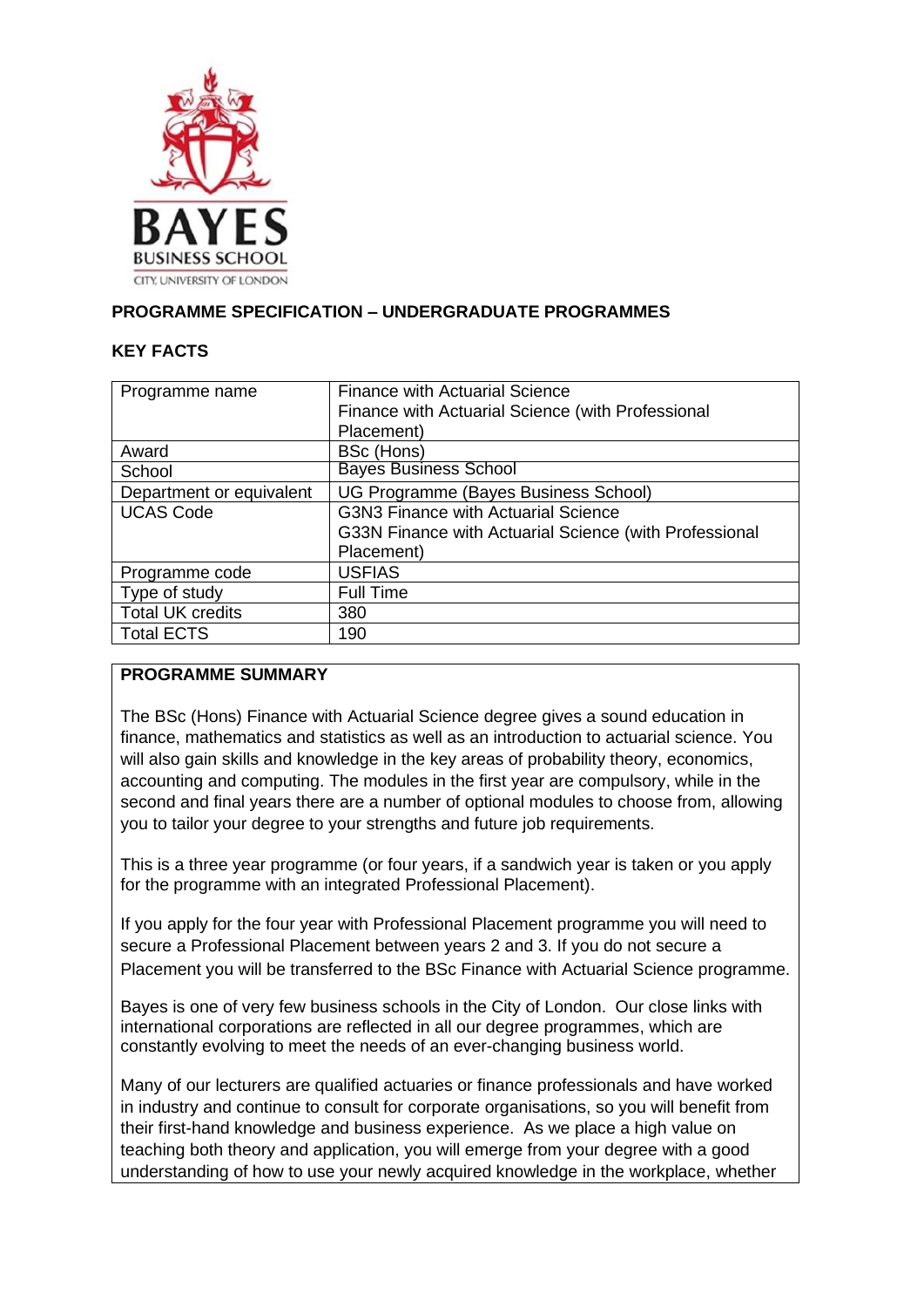## PROGRAMME SPECIFICATION – UNDERGRADUATE PROGRAMMES

### KEY FACTS

| | |
|---|---|
| Programme name | Finance with Actuarial Science<br>Finance with Actuarial Science (with Professional Placement) |
| Award | BSc (Hons) |
| School | Bayes Business School |
| Department or equivalent | UG Programme (Bayes Business School) |
| UCAS Code | G3N3 Finance with Actuarial Science<br>G33N Finance with Actuarial Science (with Professional Placement) |
| Programme code | USFIAS |
| Type of study | Full Time |
| Total UK credits | 380 |
| Total ECTS | 190 |

### PROGRAMME SUMMARY

The BSc (Hons) Finance with Actuarial Science degree gives a sound education in finance, mathematics and statistics as well as an introduction to actuarial science. You will also gain skills and knowledge in the key areas of probability theory, economics, accounting and computing. The modules in the first year are compulsory, while in the second and final years there are a number of optional modules to choose from, allowing you to tailor your degree to your strengths and future job requirements.

This is a three year programme (or four years, if a sandwich year is taken or you apply for the programme with an integrated Professional Placement).

If you apply for the four year with Professional Placement programme you will need to secure a Professional Placement between years 2 and 3. If you do not secure a Placement you will be transferred to the BSc Finance with Actuarial Science programme.

Bayes is one of very few business schools in the City of London. Our close links with international corporations are reflected in all our degree programmes, which are constantly evolving to meet the needs of an ever-changing business world.

Many of our lecturers are qualified actuaries or finance professionals and have worked in industry and continue to consult for corporate organisations, so you will benefit from their first-hand knowledge and business experience. As we place a high value on teaching both theory and application, you will emerge from your degree with a good understanding of how to use your newly acquired knowledge in the workplace, whether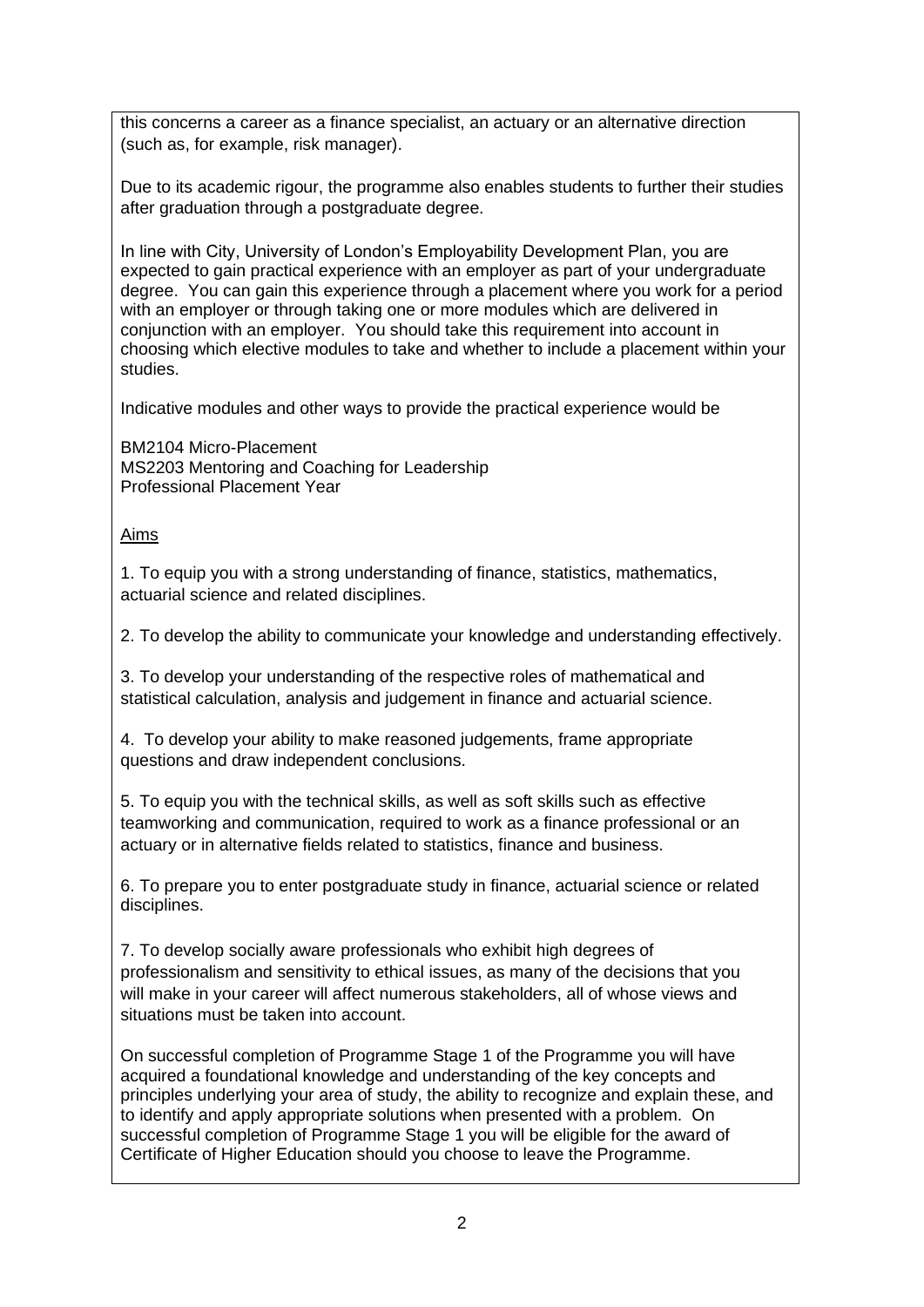this concerns a career as a finance specialist, an actuary or an alternative direction (such as, for example, risk manager).

Due to its academic rigour, the programme also enables students to further their studies after graduation through a postgraduate degree.

In line with City, University of London's Employability Development Plan, you are expected to gain practical experience with an employer as part of your undergraduate degree. You can gain this experience through a placement where you work for a period with an employer or through taking one or more modules which are delivered in conjunction with an employer. You should take this requirement into account in choosing which elective modules to take and whether to include a placement within your studies.

Indicative modules and other ways to provide the practical experience would be

BM2104 Micro-Placement
MS2203 Mentoring and Coaching for Leadership
Professional Placement Year

<u>Aims</u>

1. To equip you with a strong understanding of finance, statistics, mathematics, actuarial science and related disciplines.

2. To develop the ability to communicate your knowledge and understanding effectively.

3. To develop your understanding of the respective roles of mathematical and statistical calculation, analysis and judgement in finance and actuarial science.

4. To develop your ability to make reasoned judgements, frame appropriate questions and draw independent conclusions.

5. To equip you with the technical skills, as well as soft skills such as effective teamworking and communication, required to work as a finance professional or an actuary or in alternative fields related to statistics, finance and business.

6. To prepare you to enter postgraduate study in finance, actuarial science or related disciplines.

7. To develop socially aware professionals who exhibit high degrees of professionalism and sensitivity to ethical issues, as many of the decisions that you will make in your career will affect numerous stakeholders, all of whose views and situations must be taken into account.

On successful completion of Programme Stage 1 of the Programme you will have acquired a foundational knowledge and understanding of the key concepts and principles underlying your area of study, the ability to recognize and explain these, and to identify and apply appropriate solutions when presented with a problem. On successful completion of Programme Stage 1 you will be eligible for the award of Certificate of Higher Education should you choose to leave the Programme.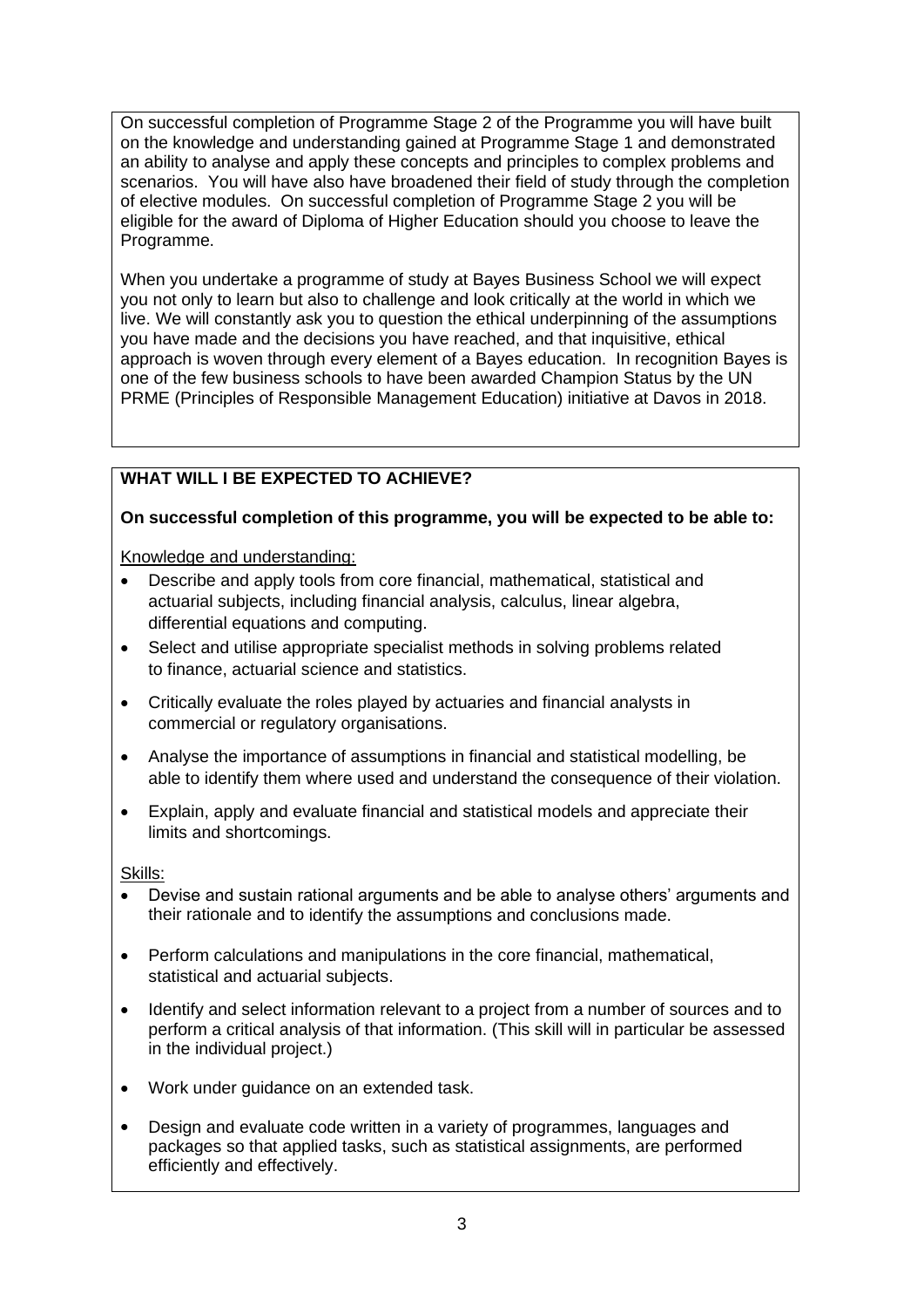On successful completion of Programme Stage 2 of the Programme you will have built on the knowledge and understanding gained at Programme Stage 1 and demonstrated an ability to analyse and apply these concepts and principles to complex problems and scenarios. You will have also have broadened their field of study through the completion of elective modules. On successful completion of Programme Stage 2 you will be eligible for the award of Diploma of Higher Education should you choose to leave the Programme.

When you undertake a programme of study at Bayes Business School we will expect you not only to learn but also to challenge and look critically at the world in which we live. We will constantly ask you to question the ethical underpinning of the assumptions you have made and the decisions you have reached, and that inquisitive, ethical approach is woven through every element of a Bayes education. In recognition Bayes is one of the few business schools to have been awarded Champion Status by the UN PRME (Principles of Responsible Management Education) initiative at Davos in 2018.

## WHAT WILL I BE EXPECTED TO ACHIEVE?

**On successful completion of this programme, you will be expected to be able to:**

Knowledge and understanding:

- Describe and apply tools from core financial, mathematical, statistical and actuarial subjects, including financial analysis, calculus, linear algebra, differential equations and computing.
- Select and utilise appropriate specialist methods in solving problems related to finance, actuarial science and statistics.
- Critically evaluate the roles played by actuaries and financial analysts in commercial or regulatory organisations.
- Analyse the importance of assumptions in financial and statistical modelling, be able to identify them where used and understand the consequence of their violation.
- Explain, apply and evaluate financial and statistical models and appreciate their limits and shortcomings.

Skills:

- Devise and sustain rational arguments and be able to analyse others' arguments and their rationale and to identify the assumptions and conclusions made.
- Perform calculations and manipulations in the core financial, mathematical, statistical and actuarial subjects.
- Identify and select information relevant to a project from a number of sources and to perform a critical analysis of that information. (This skill will in particular be assessed in the individual project.)
- Work under guidance on an extended task.
- Design and evaluate code written in a variety of programmes, languages and packages so that applied tasks, such as statistical assignments, are performed efficiently and effectively.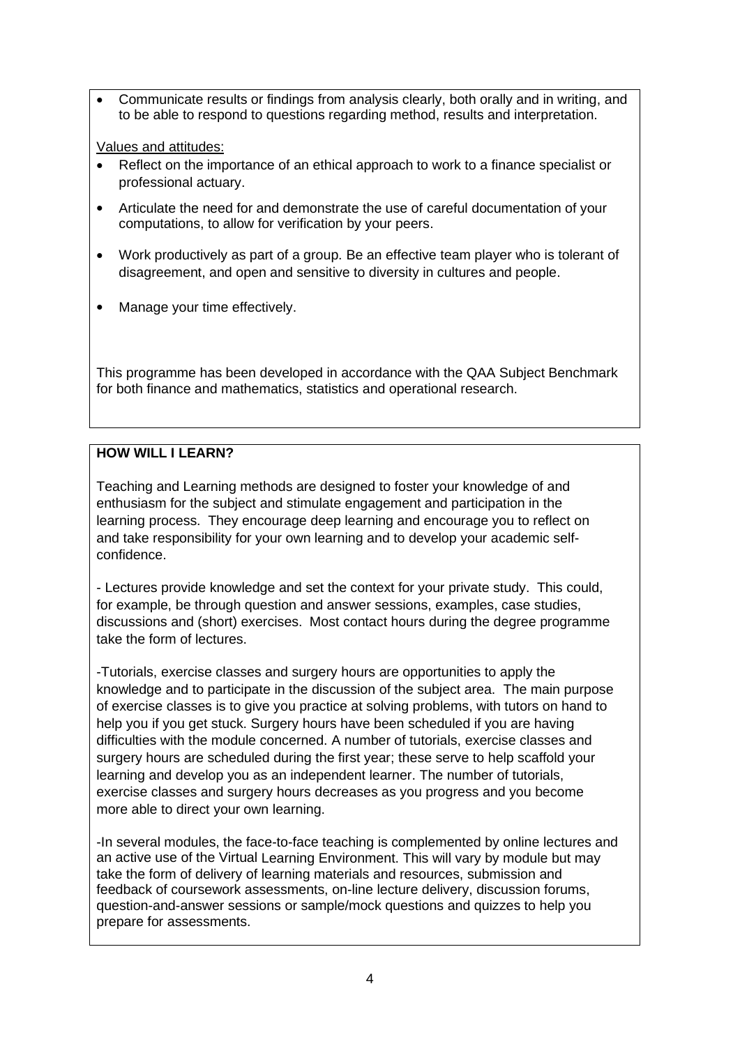- Communicate results or findings from analysis clearly, both orally and in writing, and to be able to respond to questions regarding method, results and interpretation.

Values and attitudes:

- Reflect on the importance of an ethical approach to work to a finance specialist or professional actuary.
- Articulate the need for and demonstrate the use of careful documentation of your computations, to allow for verification by your peers.
- Work productively as part of a group. Be an effective team player who is tolerant of disagreement, and open and sensitive to diversity in cultures and people.
- Manage your time effectively.

This programme has been developed in accordance with the QAA Subject Benchmark for both finance and mathematics, statistics and operational research.

**HOW WILL I LEARN?**

Teaching and Learning methods are designed to foster your knowledge of and enthusiasm for the subject and stimulate engagement and participation in the learning process. They encourage deep learning and encourage you to reflect on and take responsibility for your own learning and to develop your academic self-confidence.

- Lectures provide knowledge and set the context for your private study. This could, for example, be through question and answer sessions, examples, case studies, discussions and (short) exercises. Most contact hours during the degree programme take the form of lectures.

-Tutorials, exercise classes and surgery hours are opportunities to apply the knowledge and to participate in the discussion of the subject area. The main purpose of exercise classes is to give you practice at solving problems, with tutors on hand to help you if you get stuck. Surgery hours have been scheduled if you are having difficulties with the module concerned. A number of tutorials, exercise classes and surgery hours are scheduled during the first year; these serve to help scaffold your learning and develop you as an independent learner. The number of tutorials, exercise classes and surgery hours decreases as you progress and you become more able to direct your own learning.

-In several modules, the face-to-face teaching is complemented by online lectures and an active use of the Virtual Learning Environment. This will vary by module but may take the form of delivery of learning materials and resources, submission and feedback of coursework assessments, on-line lecture delivery, discussion forums, question-and-answer sessions or sample/mock questions and quizzes to help you prepare for assessments.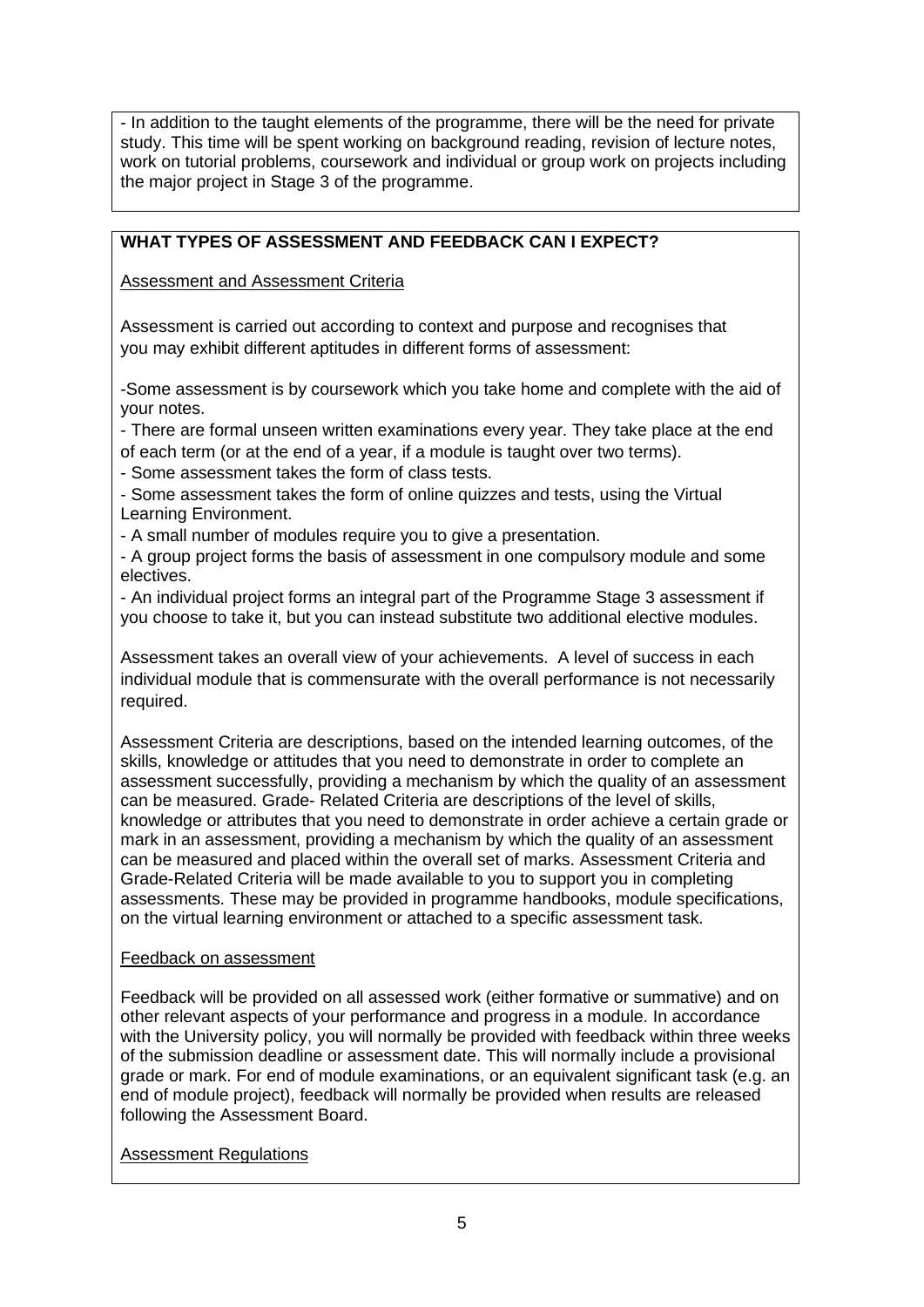- In addition to the taught elements of the programme, there will be the need for private study. This time will be spent working on background reading, revision of lecture notes, work on tutorial problems, coursework and individual or group work on projects including the major project in Stage 3 of the programme.

## WHAT TYPES OF ASSESSMENT AND FEEDBACK CAN I EXPECT?

Assessment and Assessment Criteria

Assessment is carried out according to context and purpose and recognises that you may exhibit different aptitudes in different forms of assessment:

-Some assessment is by coursework which you take home and complete with the aid of your notes.
- There are formal unseen written examinations every year. They take place at the end of each term (or at the end of a year, if a module is taught over two terms).
- Some assessment takes the form of class tests.
- Some assessment takes the form of online quizzes and tests, using the Virtual Learning Environment.
- A small number of modules require you to give a presentation.
- A group project forms the basis of assessment in one compulsory module and some electives.
- An individual project forms an integral part of the Programme Stage 3 assessment if you choose to take it, but you can instead substitute two additional elective modules.

Assessment takes an overall view of your achievements. A level of success in each individual module that is commensurate with the overall performance is not necessarily required.

Assessment Criteria are descriptions, based on the intended learning outcomes, of the skills, knowledge or attitudes that you need to demonstrate in order to complete an assessment successfully, providing a mechanism by which the quality of an assessment can be measured. Grade- Related Criteria are descriptions of the level of skills, knowledge or attributes that you need to demonstrate in order achieve a certain grade or mark in an assessment, providing a mechanism by which the quality of an assessment can be measured and placed within the overall set of marks. Assessment Criteria and Grade-Related Criteria will be made available to you to support you in completing assessments. These may be provided in programme handbooks, module specifications, on the virtual learning environment or attached to a specific assessment task.

Feedback on assessment

Feedback will be provided on all assessed work (either formative or summative) and on other relevant aspects of your performance and progress in a module. In accordance with the University policy, you will normally be provided with feedback within three weeks of the submission deadline or assessment date. This will normally include a provisional grade or mark. For end of module examinations, or an equivalent significant task (e.g. an end of module project), feedback will normally be provided when results are released following the Assessment Board.

Assessment Regulations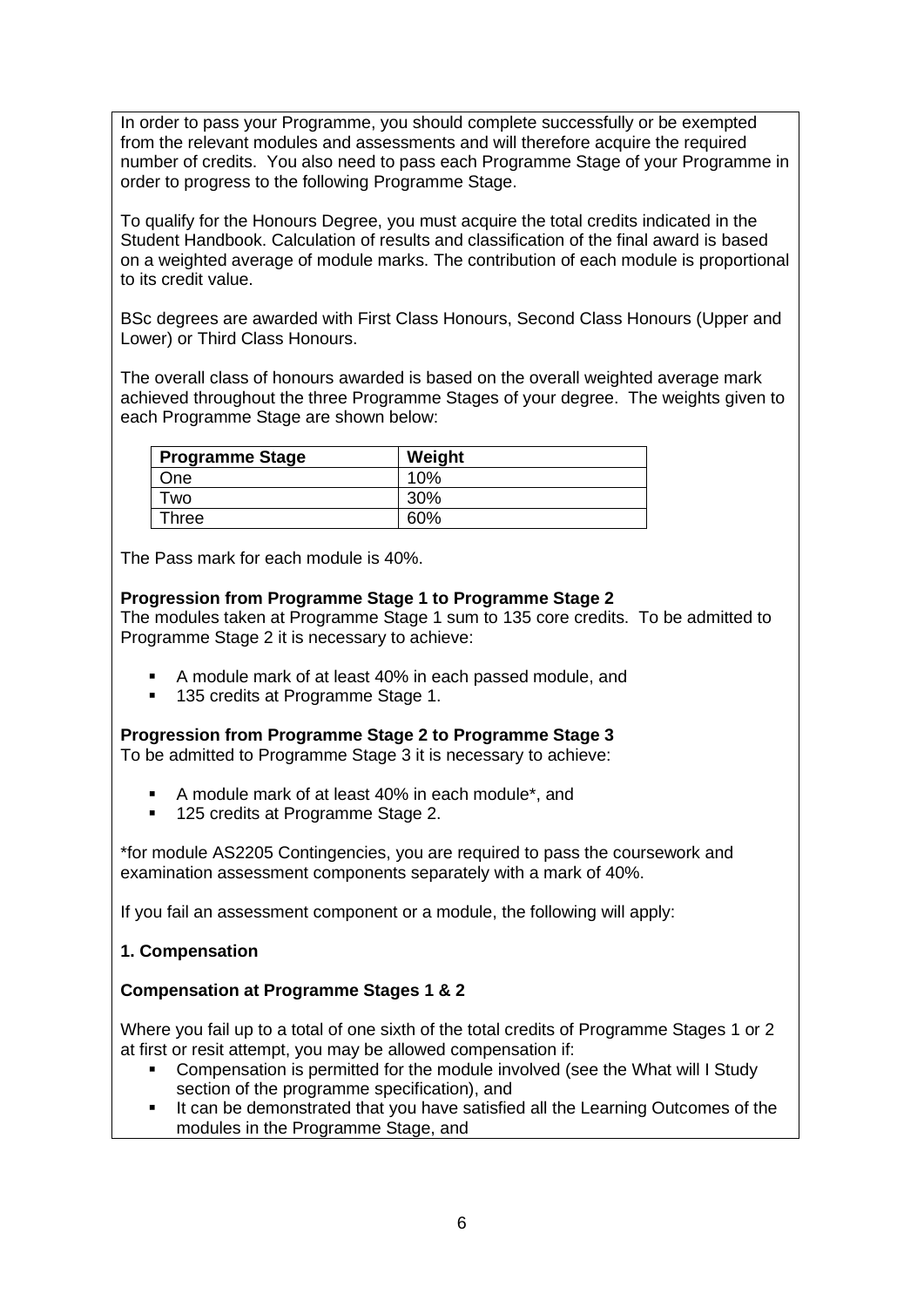In order to pass your Programme, you should complete successfully or be exempted from the relevant modules and assessments and will therefore acquire the required number of credits. You also need to pass each Programme Stage of your Programme in order to progress to the following Programme Stage.

To qualify for the Honours Degree, you must acquire the total credits indicated in the Student Handbook. Calculation of results and classification of the final award is based on a weighted average of module marks. The contribution of each module is proportional to its credit value.

BSc degrees are awarded with First Class Honours, Second Class Honours (Upper and Lower) or Third Class Honours.

The overall class of honours awarded is based on the overall weighted average mark achieved throughout the three Programme Stages of your degree. The weights given to each Programme Stage are shown below:

| Programme Stage | Weight |
|---|---|
| One | 10% |
| Two | 30% |
| Three | 60% |

The Pass mark for each module is 40%.

**Progression from Programme Stage 1 to Programme Stage 2**

The modules taken at Programme Stage 1 sum to 135 core credits. To be admitted to Programme Stage 2 it is necessary to achieve:

- A module mark of at least 40% in each passed module, and
- 135 credits at Programme Stage 1.

**Progression from Programme Stage 2 to Programme Stage 3**

To be admitted to Programme Stage 3 it is necessary to achieve:

- A module mark of at least 40% in each module*, and
- 125 credits at Programme Stage 2.

*for module AS2205 Contingencies, you are required to pass the coursework and examination assessment components separately with a mark of 40%.

If you fail an assessment component or a module, the following will apply:

**1. Compensation**

**Compensation at Programme Stages 1 & 2**

Where you fail up to a total of one sixth of the total credits of Programme Stages 1 or 2 at first or resit attempt, you may be allowed compensation if:

- Compensation is permitted for the module involved (see the What will I Study section of the programme specification), and
- It can be demonstrated that you have satisfied all the Learning Outcomes of the modules in the Programme Stage, and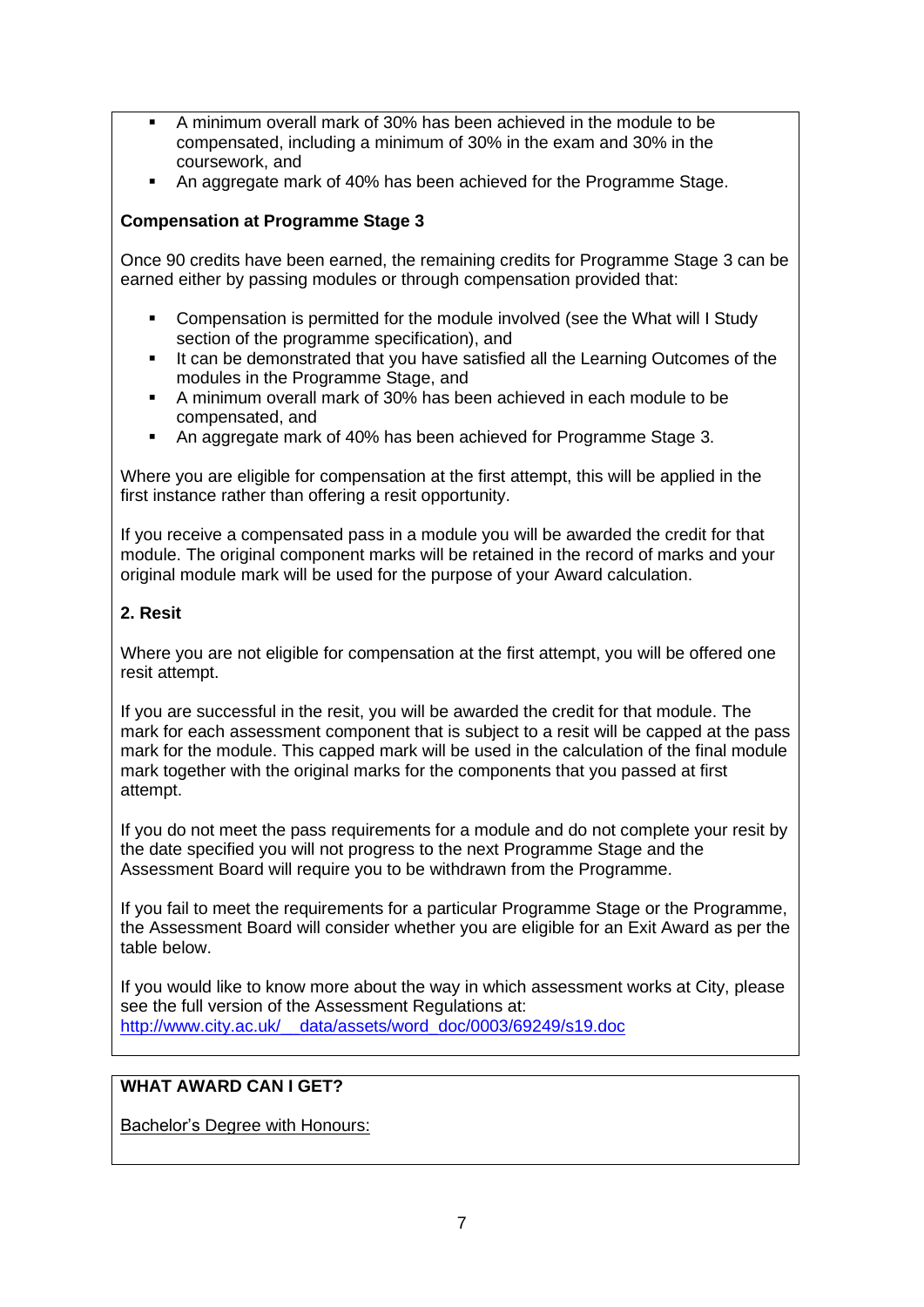- A minimum overall mark of 30% has been achieved in the module to be compensated, including a minimum of 30% in the exam and 30% in the coursework, and
- An aggregate mark of 40% has been achieved for the Programme Stage.

**Compensation at Programme Stage 3**

Once 90 credits have been earned, the remaining credits for Programme Stage 3 can be earned either by passing modules or through compensation provided that:

- Compensation is permitted for the module involved (see the What will I Study section of the programme specification), and
- It can be demonstrated that you have satisfied all the Learning Outcomes of the modules in the Programme Stage, and
- A minimum overall mark of 30% has been achieved in each module to be compensated, and
- An aggregate mark of 40% has been achieved for Programme Stage 3.

Where you are eligible for compensation at the first attempt, this will be applied in the first instance rather than offering a resit opportunity.

If you receive a compensated pass in a module you will be awarded the credit for that module. The original component marks will be retained in the record of marks and your original module mark will be used for the purpose of your Award calculation.

**2. Resit**

Where you are not eligible for compensation at the first attempt, you will be offered one resit attempt.

If you are successful in the resit, you will be awarded the credit for that module. The mark for each assessment component that is subject to a resit will be capped at the pass mark for the module. This capped mark will be used in the calculation of the final module mark together with the original marks for the components that you passed at first attempt.

If you do not meet the pass requirements for a module and do not complete your resit by the date specified you will not progress to the next Programme Stage and the Assessment Board will require you to be withdrawn from the Programme.

If you fail to meet the requirements for a particular Programme Stage or the Programme, the Assessment Board will consider whether you are eligible for an Exit Award as per the table below.

If you would like to know more about the way in which assessment works at City, please see the full version of the Assessment Regulations at:
[http://www.city.ac.uk/__data/assets/word_doc/0003/69249/s19.doc](http://www.city.ac.uk/__data/assets/word_doc/0003/69249/s19.doc)

**WHAT AWARD CAN I GET?**

Bachelor's Degree with Honours: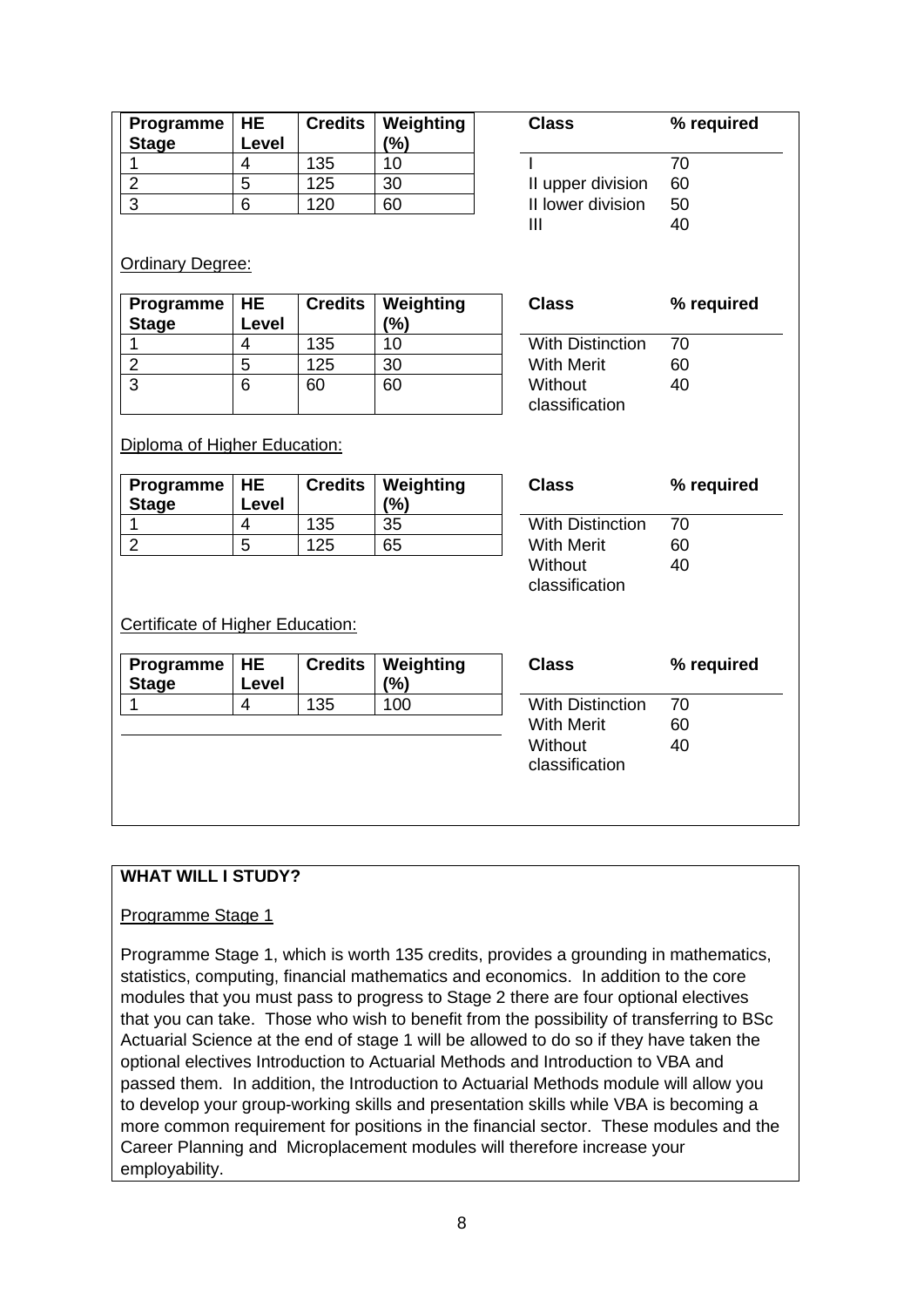| Programme Stage | HE Level | Credits | Weighting (%) |
| --- | --- | --- | --- |
| 1 | 4 | 135 | 10 |
| 2 | 5 | 125 | 30 |
| 3 | 6 | 120 | 60 |

| Class | % required |
| --- | --- |
| I | 70 |
| II upper division | 60 |
| II lower division | 50 |
| III | 40 |

Ordinary Degree:

| Programme Stage | HE Level | Credits | Weighting (%) |
| --- | --- | --- | --- |
| 1 | 4 | 135 | 10 |
| 2 | 5 | 125 | 30 |
| 3 | 6 | 60 | 60 |

| Class | % required |
| --- | --- |
| With Distinction | 70 |
| With Merit | 60 |
| Without classification | 40 |

Diploma of Higher Education:

| Programme Stage | HE Level | Credits | Weighting (%) |
| --- | --- | --- | --- |
| 1 | 4 | 135 | 35 |
| 2 | 5 | 125 | 65 |

| Class | % required |
| --- | --- |
| With Distinction | 70 |
| With Merit | 60 |
| Without classification | 40 |

Certificate of Higher Education:

| Programme Stage | HE Level | Credits | Weighting (%) |
| --- | --- | --- | --- |
| 1 | 4 | 135 | 100 |

| Class | % required |
| --- | --- |
| With Distinction | 70 |
| With Merit | 60 |
| Without classification | 40 |

## WHAT WILL I STUDY?

Programme Stage 1

Programme Stage 1, which is worth 135 credits, provides a grounding in mathematics, statistics, computing, financial mathematics and economics. In addition to the core modules that you must pass to progress to Stage 2 there are four optional electives that you can take. Those who wish to benefit from the possibility of transferring to BSc Actuarial Science at the end of stage 1 will be allowed to do so if they have taken the optional electives Introduction to Actuarial Methods and Introduction to VBA and passed them. In addition, the Introduction to Actuarial Methods module will allow you to develop your group-working skills and presentation skills while VBA is becoming a more common requirement for positions in the financial sector. These modules and the Career Planning and Microplacement modules will therefore increase your employability.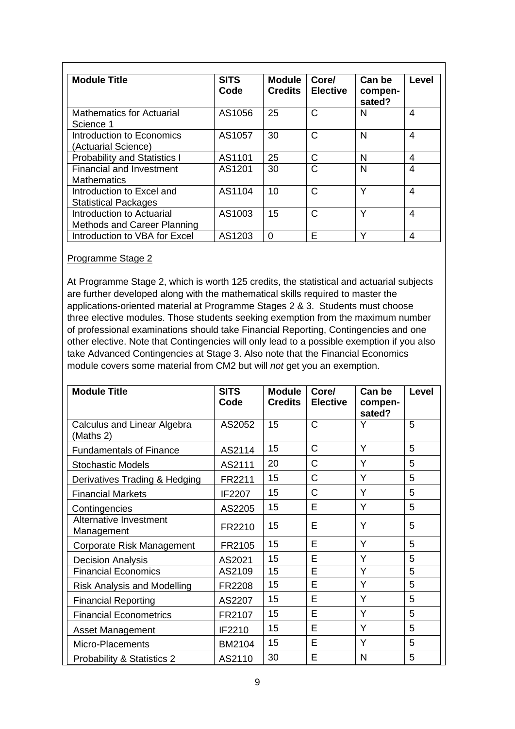| Module Title | SITS Code | Module Credits | Core/ Elective | Can be compen-sated? | Level |
|---|---|---|---|---|---|
| Mathematics for Actuarial Science 1 | AS1056 | 25 | C | N | 4 |
| Introduction to Economics (Actuarial Science) | AS1057 | 30 | C | N | 4 |
| Probability and Statistics I | AS1101 | 25 | C | N | 4 |
| Financial and Investment Mathematics | AS1201 | 30 | C | N | 4 |
| Introduction to Excel and Statistical Packages | AS1104 | 10 | C | Y | 4 |
| Introduction to Actuarial Methods and Career Planning | AS1003 | 15 | C | Y | 4 |
| Introduction to VBA for Excel | AS1203 | 0 | E | Y | 4 |

Programme Stage 2

At Programme Stage 2, which is worth 125 credits, the statistical and actuarial subjects are further developed along with the mathematical skills required to master the applications-oriented material at Programme Stages 2 & 3. Students must choose three elective modules. Those students seeking exemption from the maximum number of professional examinations should take Financial Reporting, Contingencies and one other elective. Note that Contingencies will only lead to a possible exemption if you also take Advanced Contingencies at Stage 3. Also note that the Financial Economics module covers some material from CM2 but will *not* get you an exemption.

| Module Title | SITS Code | Module Credits | Core/ Elective | Can be compen-sated? | Level |
|---|---|---|---|---|---|
| Calculus and Linear Algebra (Maths 2) | AS2052 | 15 | C | Y | 5 |
| Fundamentals of Finance | AS2114 | 15 | C | Y | 5 |
| Stochastic Models | AS2111 | 20 | C | Y | 5 |
| Derivatives Trading & Hedging | FR2211 | 15 | C | Y | 5 |
| Financial Markets | IF2207 | 15 | C | Y | 5 |
| Contingencies | AS2205 | 15 | E | Y | 5 |
| Alternative Investment Management | FR2210 | 15 | E | Y | 5 |
| Corporate Risk Management | FR2105 | 15 | E | Y | 5 |
| Decision Analysis | AS2021 | 15 | E | Y | 5 |
| Financial Economics | AS2109 | 15 | E | Y | 5 |
| Risk Analysis and Modelling | FR2208 | 15 | E | Y | 5 |
| Financial Reporting | AS2207 | 15 | E | Y | 5 |
| Financial Econometrics | FR2107 | 15 | E | Y | 5 |
| Asset Management | IF2210 | 15 | E | Y | 5 |
| Micro-Placements | BM2104 | 15 | E | Y | 5 |
| Probability & Statistics 2 | AS2110 | 30 | E | N | 5 |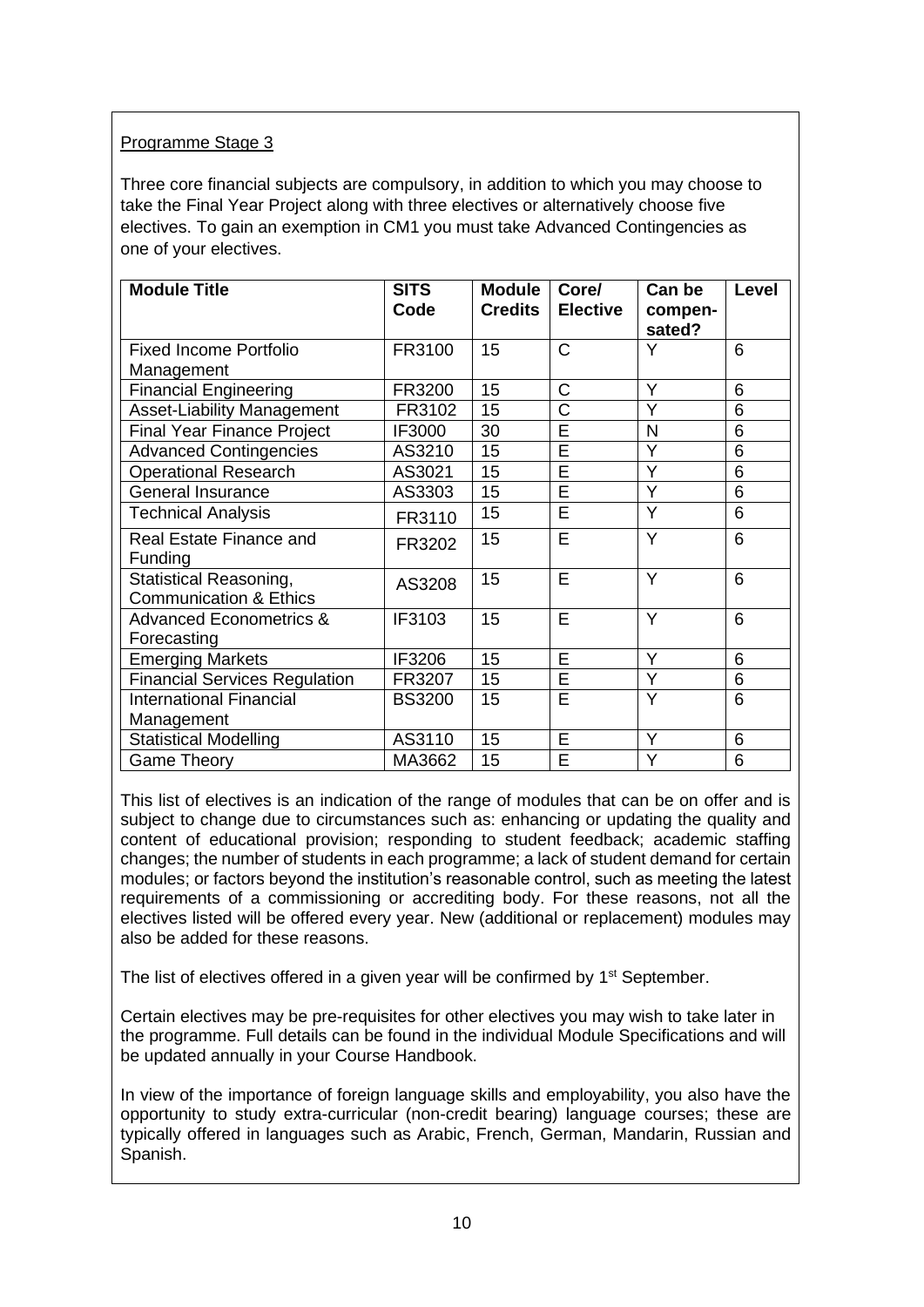Programme Stage 3

Three core financial subjects are compulsory, in addition to which you may choose to take the Final Year Project along with three electives or alternatively choose five electives. To gain an exemption in CM1 you must take Advanced Contingencies as one of your electives.

| Module Title | SITS Code | Module Credits | Core/ Elective | Can be compen-sated? | Level |
|---|---|---|---|---|---|
| Fixed Income Portfolio Management | FR3100 | 15 | C | Y | 6 |
| Financial Engineering | FR3200 | 15 | C | Y | 6 |
| Asset-Liability Management | FR3102 | 15 | C | Y | 6 |
| Final Year Finance Project | IF3000 | 30 | E | N | 6 |
| Advanced Contingencies | AS3210 | 15 | E | Y | 6 |
| Operational Research | AS3021 | 15 | E | Y | 6 |
| General Insurance | AS3303 | 15 | E | Y | 6 |
| Technical Analysis | FR3110 | 15 | E | Y | 6 |
| Real Estate Finance and Funding | FR3202 | 15 | E | Y | 6 |
| Statistical Reasoning, Communication & Ethics | AS3208 | 15 | E | Y | 6 |
| Advanced Econometrics & Forecasting | IF3103 | 15 | E | Y | 6 |
| Emerging Markets | IF3206 | 15 | E | Y | 6 |
| Financial Services Regulation | FR3207 | 15 | E | Y | 6 |
| International Financial Management | BS3200 | 15 | E | Y | 6 |
| Statistical Modelling | AS3110 | 15 | E | Y | 6 |
| Game Theory | MA3662 | 15 | E | Y | 6 |

This list of electives is an indication of the range of modules that can be on offer and is subject to change due to circumstances such as: enhancing or updating the quality and content of educational provision; responding to student feedback; academic staffing changes; the number of students in each programme; a lack of student demand for certain modules; or factors beyond the institution's reasonable control, such as meeting the latest requirements of a commissioning or accrediting body. For these reasons, not all the electives listed will be offered every year. New (additional or replacement) modules may also be added for these reasons.

The list of electives offered in a given year will be confirmed by 1st September.

Certain electives may be pre-requisites for other electives you may wish to take later in the programme. Full details can be found in the individual Module Specifications and will be updated annually in your Course Handbook.

In view of the importance of foreign language skills and employability, you also have the opportunity to study extra-curricular (non-credit bearing) language courses; these are typically offered in languages such as Arabic, French, German, Mandarin, Russian and Spanish.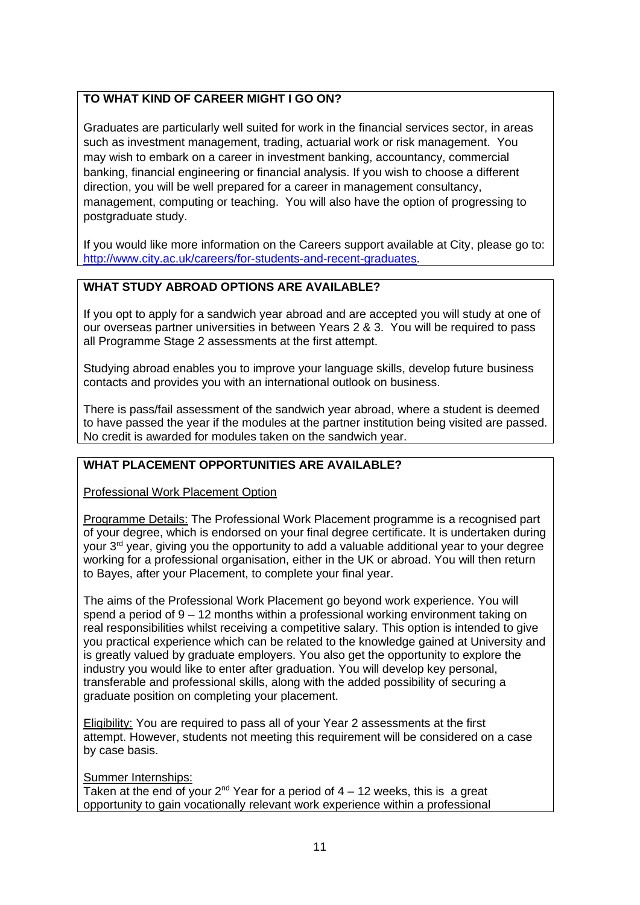**TO WHAT KIND OF CAREER MIGHT I GO ON?**

Graduates are particularly well suited for work in the financial services sector, in areas such as investment management, trading, actuarial work or risk management. You may wish to embark on a career in investment banking, accountancy, commercial banking, financial engineering or financial analysis. If you wish to choose a different direction, you will be well prepared for a career in management consultancy, management, computing or teaching. You will also have the option of progressing to postgraduate study.

If you would like more information on the Careers support available at City, please go to: http://www.city.ac.uk/careers/for-students-and-recent-graduates.

**WHAT STUDY ABROAD OPTIONS ARE AVAILABLE?**

If you opt to apply for a sandwich year abroad and are accepted you will study at one of our overseas partner universities in between Years 2 & 3. You will be required to pass all Programme Stage 2 assessments at the first attempt.

Studying abroad enables you to improve your language skills, develop future business contacts and provides you with an international outlook on business.

There is pass/fail assessment of the sandwich year abroad, where a student is deemed to have passed the year if the modules at the partner institution being visited are passed. No credit is awarded for modules taken on the sandwich year.

**WHAT PLACEMENT OPPORTUNITIES ARE AVAILABLE?**

Professional Work Placement Option

Programme Details: The Professional Work Placement programme is a recognised part of your degree, which is endorsed on your final degree certificate. It is undertaken during your 3rd year, giving you the opportunity to add a valuable additional year to your degree working for a professional organisation, either in the UK or abroad. You will then return to Bayes, after your Placement, to complete your final year.

The aims of the Professional Work Placement go beyond work experience. You will spend a period of 9 – 12 months within a professional working environment taking on real responsibilities whilst receiving a competitive salary. This option is intended to give you practical experience which can be related to the knowledge gained at University and is greatly valued by graduate employers. You also get the opportunity to explore the industry you would like to enter after graduation. You will develop key personal, transferable and professional skills, along with the added possibility of securing a graduate position on completing your placement.

Eligibility: You are required to pass all of your Year 2 assessments at the first attempt. However, students not meeting this requirement will be considered on a case by case basis.

Summer Internships:
Taken at the end of your 2nd Year for a period of 4 – 12 weeks, this is a great opportunity to gain vocationally relevant work experience within a professional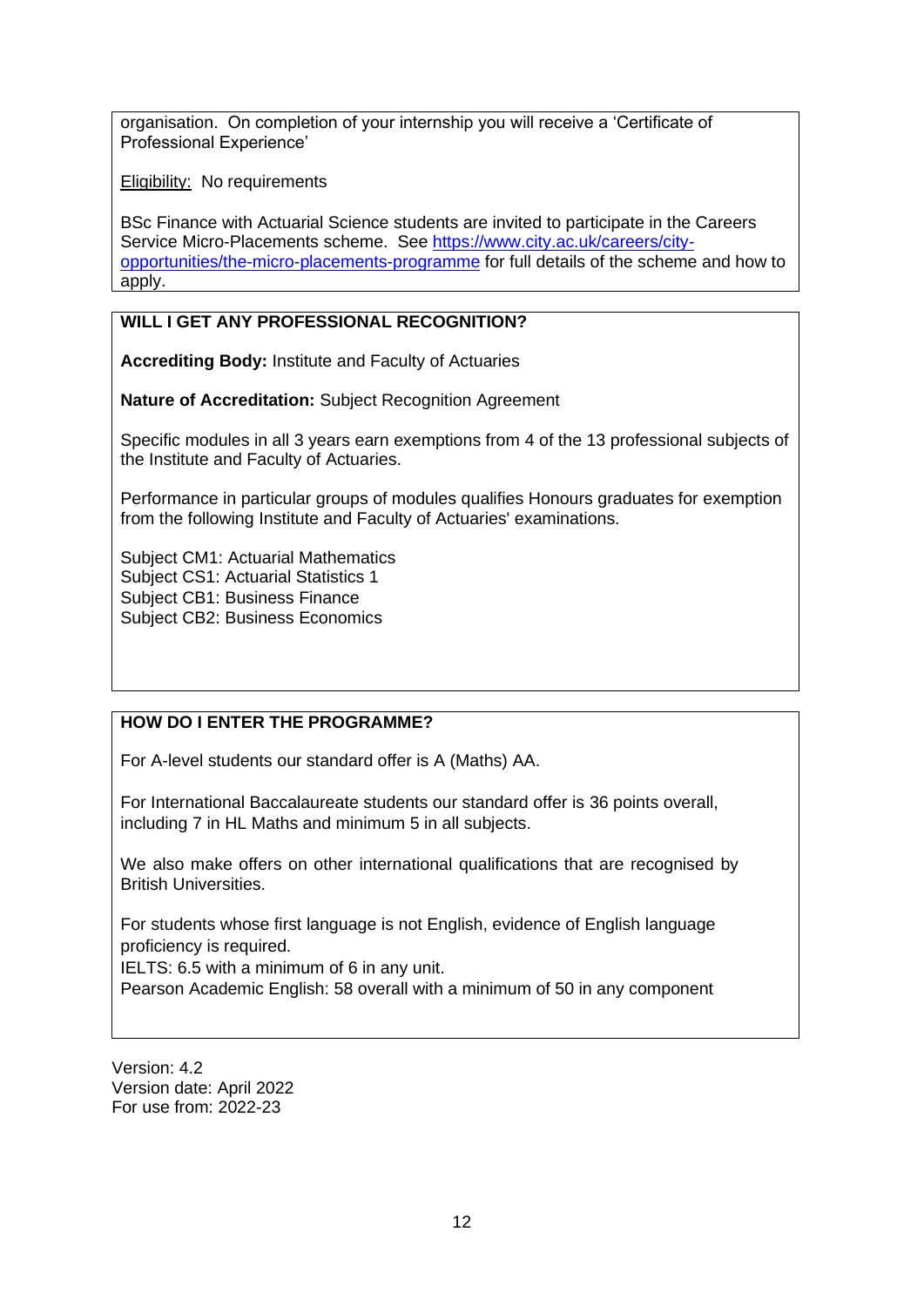organisation. On completion of your internship you will receive a 'Certificate of Professional Experience'

Eligibility: No requirements

BSc Finance with Actuarial Science students are invited to participate in the Careers Service Micro-Placements scheme. See [https://www.city.ac.uk/careers/city-opportunities/the-micro-placements-programme](https://www.city.ac.uk/careers/city-opportunities/the-micro-placements-programme) for full details of the scheme and how to apply.

## WILL I GET ANY PROFESSIONAL RECOGNITION?

**Accrediting Body:** Institute and Faculty of Actuaries

**Nature of Accreditation:** Subject Recognition Agreement

Specific modules in all 3 years earn exemptions from 4 of the 13 professional subjects of the Institute and Faculty of Actuaries.

Performance in particular groups of modules qualifies Honours graduates for exemption from the following Institute and Faculty of Actuaries' examinations.

Subject CM1: Actuarial Mathematics
Subject CS1: Actuarial Statistics 1
Subject CB1: Business Finance
Subject CB2: Business Economics

## HOW DO I ENTER THE PROGRAMME?

For A-level students our standard offer is A (Maths) AA.

For International Baccalaureate students our standard offer is 36 points overall, including 7 in HL Maths and minimum 5 in all subjects.

We also make offers on other international qualifications that are recognised by British Universities.

For students whose first language is not English, evidence of English language proficiency is required.
IELTS: 6.5 with a minimum of 6 in any unit.
Pearson Academic English: 58 overall with a minimum of 50 in any component

Version: 4.2
Version date: April 2022
For use from: 2022-23